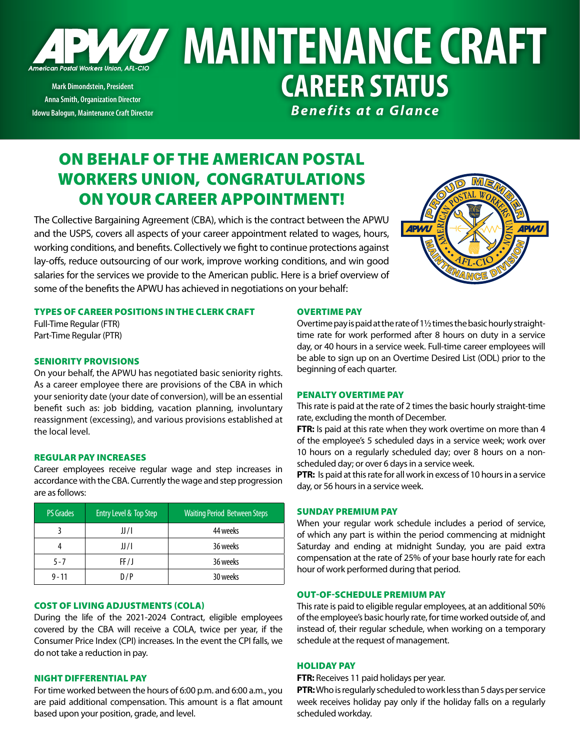# APWU MAINTENANCE CRAFT

American Postal Workers Union, AFL-CIO

Mark Dimondstein, President
Anna Smith, Organization Director
Idowu Balogun, Maintenance Craft Director

## CAREER STATUS

***Benefits at a Glance***

## ON BEHALF OF THE AMERICAN POSTAL WORKERS UNION, CONGRATULATIONS ON YOUR CAREER APPOINTMENT!

The Collective Bargaining Agreement (CBA), which is the contract between the APWU and the USPS, covers all aspects of your career appointment related to wages, hours, working conditions, and benefits. Collectively we fight to continue protections against lay-offs, reduce outsourcing of our work, improve working conditions, and win good salaries for the services we provide to the American public. Here is a brief overview of some of the benefits the APWU has achieved in negotiations on your behalf:

### TYPES OF CAREER POSITIONS IN THE CLERK CRAFT

Full-Time Regular (FTR)
Part-Time Regular (PTR)

### SENIORITY PROVISIONS

On your behalf, the APWU has negotiated basic seniority rights. As a career employee there are provisions of the CBA in which your seniority date (your date of conversion), will be an essential benefit such as: job bidding, vacation planning, involuntary reassignment (excessing), and various provisions established at the local level.

### REGULAR PAY INCREASES

Career employees receive regular wage and step increases in accordance with the CBA. Currently the wage and step progression are as follows:

| PS Grades | Entry Level & Top Step | Waiting Period Between Steps |
|---|---|---|
| 3 | JJ / I | 44 weeks |
| 4 | JJ / I | 36 weeks |
| 5 - 7 | FF / J | 36 weeks |
| 9 - 11 | D / P | 30 weeks |

### COST OF LIVING ADJUSTMENTS (COLA)

During the life of the 2021-2024 Contract, eligible employees covered by the CBA will receive a COLA, twice per year, if the Consumer Price Index (CPI) increases. In the event the CPI falls, we do not take a reduction in pay.

### NIGHT DIFFERENTIAL PAY

For time worked between the hours of 6:00 p.m. and 6:00 a.m., you are paid additional compensation. This amount is a flat amount based upon your position, grade, and level.

### OVERTIME PAY

Overtime pay is paid at the rate of 1½ times the basic hourly straight-time rate for work performed after 8 hours on duty in a service day, or 40 hours in a service week. Full-time career employees will be able to sign up on an Overtime Desired List (ODL) prior to the beginning of each quarter.

### PENALTY OVERTIME PAY

This rate is paid at the rate of 2 times the basic hourly straight-time rate, excluding the month of December.

**FTR:** Is paid at this rate when they work overtime on more than 4 of the employee's 5 scheduled days in a service week; work over 10 hours on a regularly scheduled day; over 8 hours on a non-scheduled day; or over 6 days in a service week.

**PTR:** Is paid at this rate for all work in excess of 10 hours in a service day, or 56 hours in a service week.

### SUNDAY PREMIUM PAY

When your regular work schedule includes a period of service, of which any part is within the period commencing at midnight Saturday and ending at midnight Sunday, you are paid extra compensation at the rate of 25% of your base hourly rate for each hour of work performed during that period.

### OUT-OF-SCHEDULE PREMIUM PAY

This rate is paid to eligible regular employees, at an additional 50% of the employee's basic hourly rate, for time worked outside of, and instead of, their regular schedule, when working on a temporary schedule at the request of management.

### HOLIDAY PAY

**FTR:** Receives 11 paid holidays per year.

**PTR:** Who is regularly scheduled to work less than 5 days per service week receives holiday pay only if the holiday falls on a regularly scheduled workday.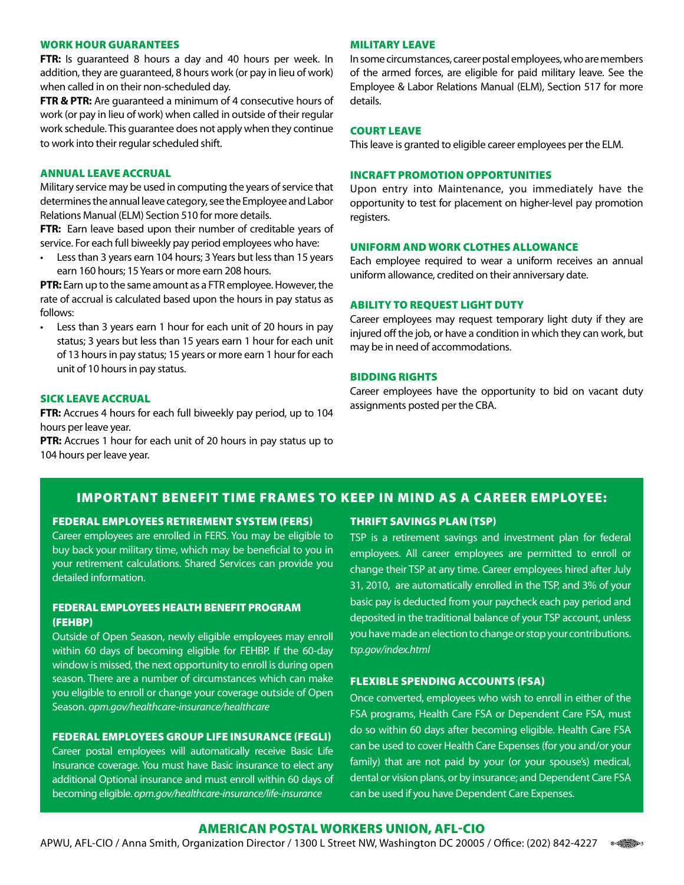## WORK HOUR GUARANTEES

**FTR:** Is guaranteed 8 hours a day and 40 hours per week. In addition, they are guaranteed, 8 hours work (or pay in lieu of work) when called in on their non-scheduled day.

**FTR & PTR:** Are guaranteed a minimum of 4 consecutive hours of work (or pay in lieu of work) when called in outside of their regular work schedule. This guarantee does not apply when they continue to work into their regular scheduled shift.

## ANNUAL LEAVE ACCRUAL

Military service may be used in computing the years of service that determines the annual leave category, see the Employee and Labor Relations Manual (ELM) Section 510 for more details.

**FTR:** Earn leave based upon their number of creditable years of service. For each full biweekly pay period employees who have:

- Less than 3 years earn 104 hours; 3 Years but less than 15 years earn 160 hours; 15 Years or more earn 208 hours.

**PTR:** Earn up to the same amount as a FTR employee. However, the rate of accrual is calculated based upon the hours in pay status as follows:

- Less than 3 years earn 1 hour for each unit of 20 hours in pay status; 3 years but less than 15 years earn 1 hour for each unit of 13 hours in pay status; 15 years or more earn 1 hour for each unit of 10 hours in pay status.

## SICK LEAVE ACCRUAL

**FTR:** Accrues 4 hours for each full biweekly pay period, up to 104 hours per leave year.

**PTR:** Accrues 1 hour for each unit of 20 hours in pay status up to 104 hours per leave year.

## MILITARY LEAVE

In some circumstances, career postal employees, who are members of the armed forces, are eligible for paid military leave. See the Employee & Labor Relations Manual (ELM), Section 517 for more details.

## COURT LEAVE

This leave is granted to eligible career employees per the ELM.

## INCRAFT PROMOTION OPPORTUNITIES

Upon entry into Maintenance, you immediately have the opportunity to test for placement on higher-level pay promotion registers.

## UNIFORM AND WORK CLOTHES ALLOWANCE

Each employee required to wear a uniform receives an annual uniform allowance, credited on their anniversary date.

## ABILITY TO REQUEST LIGHT DUTY

Career employees may request temporary light duty if they are injured off the job, or have a condition in which they can work, but may be in need of accommodations.

## BIDDING RIGHTS

Career employees have the opportunity to bid on vacant duty assignments posted per the CBA.

# IMPORTANT BENEFIT TIME FRAMES TO KEEP IN MIND AS A CAREER EMPLOYEE:

## FEDERAL EMPLOYEES RETIREMENT SYSTEM (FERS)

Career employees are enrolled in FERS. You may be eligible to buy back your military time, which may be beneficial to you in your retirement calculations. Shared Services can provide you detailed information.

## FEDERAL EMPLOYEES HEALTH BENEFIT PROGRAM (FEHBP)

Outside of Open Season, newly eligible employees may enroll within 60 days of becoming eligible for FEHBP. If the 60-day window is missed, the next opportunity to enroll is during open season. There are a number of circumstances which can make you eligible to enroll or change your coverage outside of Open Season. *opm.gov/healthcare-insurance/healthcare*

## FEDERAL EMPLOYEES GROUP LIFE INSURANCE (FEGLI)

Career postal employees will automatically receive Basic Life Insurance coverage. You must have Basic insurance to elect any additional Optional insurance and must enroll within 60 days of becoming eligible. *opm.gov/healthcare-insurance/life-insurance*

## THRIFT SAVINGS PLAN (TSP)

TSP is a retirement savings and investment plan for federal employees. All career employees are permitted to enroll or change their TSP at any time. Career employees hired after July 31, 2010, are automatically enrolled in the TSP, and 3% of your basic pay is deducted from your paycheck each pay period and deposited in the traditional balance of your TSP account, unless you have made an election to change or stop your contributions. *tsp.gov/index.html*

## FLEXIBLE SPENDING ACCOUNTS (FSA)

Once converted, employees who wish to enroll in either of the FSA programs, Health Care FSA or Dependent Care FSA, must do so within 60 days after becoming eligible. Health Care FSA can be used to cover Health Care Expenses (for you and/or your family) that are not paid by your (or your spouse's) medical, dental or vision plans, or by insurance; and Dependent Care FSA can be used if you have Dependent Care Expenses.

## AMERICAN POSTAL WORKERS UNION, AFL-CIO

APWU, AFL-CIO / Anna Smith, Organization Director / 1300 L Street NW, Washington DC 20005 / Office: (202) 842-4227